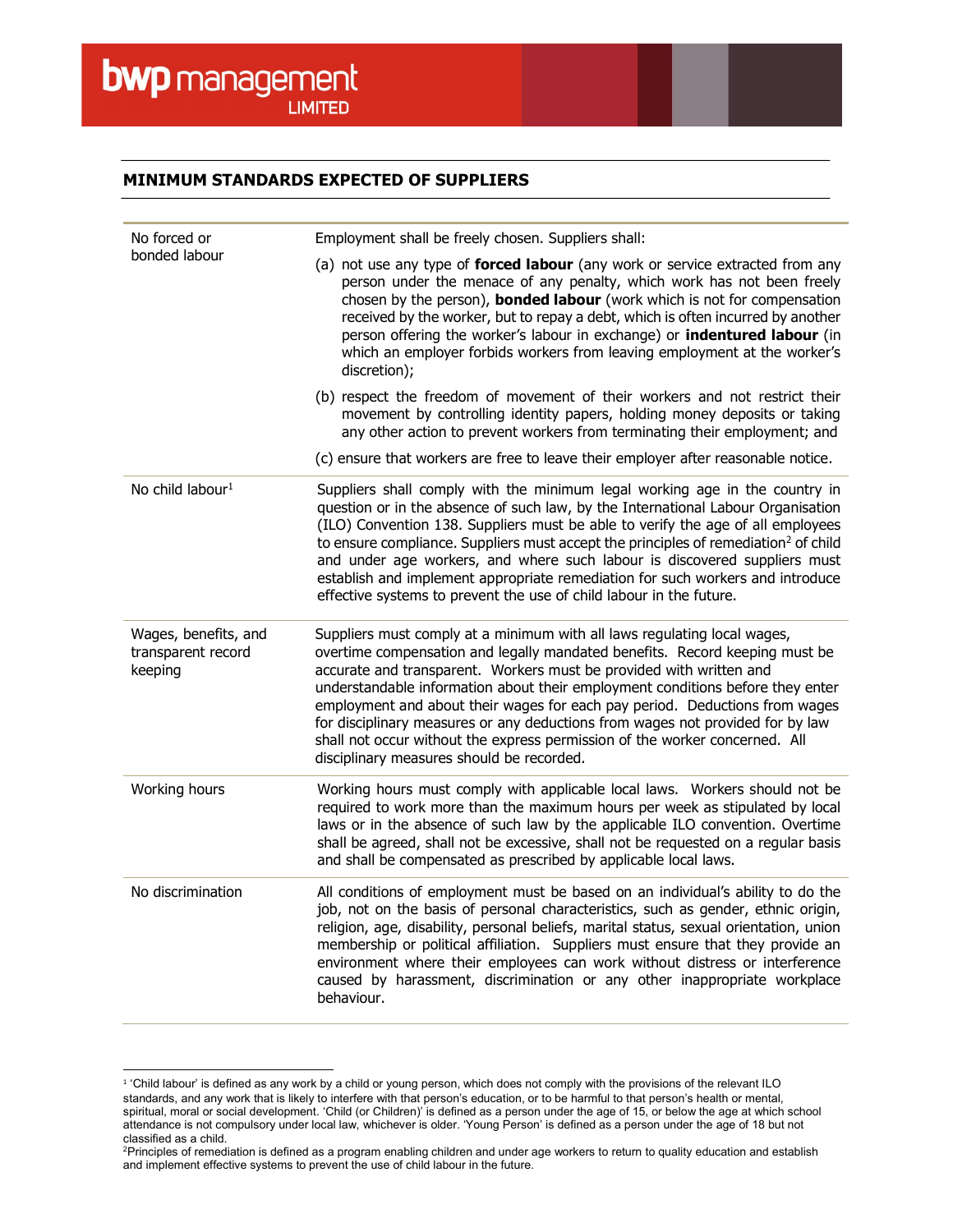# MINIMUM STANDARDS EXPECTED OF SUPPLIERS

| | |
|---|---|
| No forced or bonded labour | Employment shall be freely chosen. Suppliers shall:<br><br>(a) not use any type of **forced labour** (any work or service extracted from any person under the menace of any penalty, which work has not been freely chosen by the person), **bonded labour** (work which is not for compensation received by the worker, but to repay a debt, which is often incurred by another person offering the worker's labour in exchange) or **indentured labour** (in which an employer forbids workers from leaving employment at the worker's discretion);<br><br>(b) respect the freedom of movement of their workers and not restrict their movement by controlling identity papers, holding money deposits or taking any other action to prevent workers from terminating their employment; and<br><br>(c) ensure that workers are free to leave their employer after reasonable notice. |
| No child labour[1] | Suppliers shall comply with the minimum legal working age in the country in question or in the absence of such law, by the International Labour Organisation (ILO) Convention 138. Suppliers must be able to verify the age of all employees to ensure compliance. Suppliers must accept the principles of remediation[2] of child and under age workers, and where such labour is discovered suppliers must establish and implement appropriate remediation for such workers and introduce effective systems to prevent the use of child labour in the future. |
| Wages, benefits, and transparent record keeping | Suppliers must comply at a minimum with all laws regulating local wages, overtime compensation and legally mandated benefits. Record keeping must be accurate and transparent. Workers must be provided with written and understandable information about their employment conditions before they enter employment and about their wages for each pay period. Deductions from wages for disciplinary measures or any deductions from wages not provided for by law shall not occur without the express permission of the worker concerned. All disciplinary measures should be recorded. |
| Working hours | Working hours must comply with applicable local laws. Workers should not be required to work more than the maximum hours per week as stipulated by local laws or in the absence of such law by the applicable ILO convention. Overtime shall be agreed, shall not be excessive, shall not be requested on a regular basis and shall be compensated as prescribed by applicable local laws. |
| No discrimination | All conditions of employment must be based on an individual's ability to do the job, not on the basis of personal characteristics, such as gender, ethnic origin, religion, age, disability, personal beliefs, marital status, sexual orientation, union membership or political affiliation. Suppliers must ensure that they provide an environment where their employees can work without distress or interference caused by harassment, discrimination or any other inappropriate workplace behaviour. |

[1] 'Child labour' is defined as any work by a child or young person, which does not comply with the provisions of the relevant ILO standards, and any work that is likely to interfere with that person's education, or to be harmful to that person's health or mental, spiritual, moral or social development. 'Child (or Children)' is defined as a person under the age of 15, or below the age at which school attendance is not compulsory under local law, whichever is older. 'Young Person' is defined as a person under the age of 18 but not classified as a child.

[2] Principles of remediation is defined as a program enabling children and under age workers to return to quality education and establish and implement effective systems to prevent the use of child labour in the future.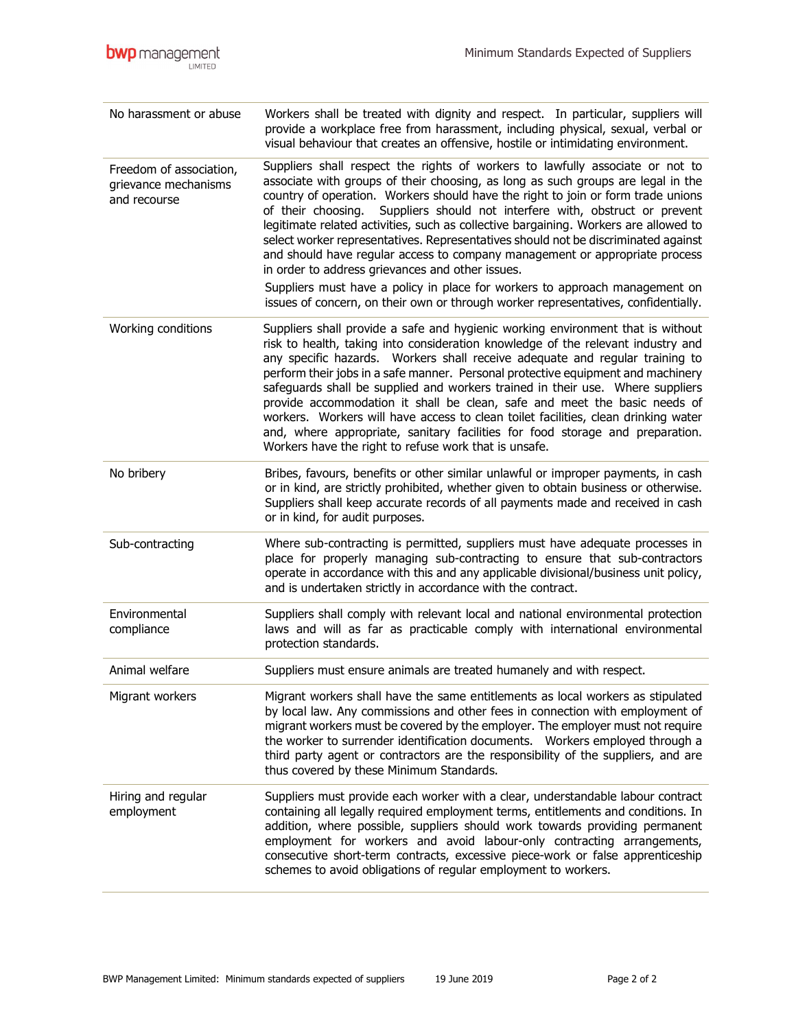| | |
|---|---|
| No harassment or abuse | Workers shall be treated with dignity and respect. In particular, suppliers will provide a workplace free from harassment, including physical, sexual, verbal or visual behaviour that creates an offensive, hostile or intimidating environment. |
| Freedom of association, grievance mechanisms and recourse | Suppliers shall respect the rights of workers to lawfully associate or not to associate with groups of their choosing, as long as such groups are legal in the country of operation. Workers should have the right to join or form trade unions of their choosing. Suppliers should not interfere with, obstruct or prevent legitimate related activities, such as collective bargaining. Workers are allowed to select worker representatives. Representatives should not be discriminated against and should have regular access to company management or appropriate process in order to address grievances and other issues.<br><br>Suppliers must have a policy in place for workers to approach management on issues of concern, on their own or through worker representatives, confidentially. |
| Working conditions | Suppliers shall provide a safe and hygienic working environment that is without risk to health, taking into consideration knowledge of the relevant industry and any specific hazards. Workers shall receive adequate and regular training to perform their jobs in a safe manner. Personal protective equipment and machinery safeguards shall be supplied and workers trained in their use. Where suppliers provide accommodation it shall be clean, safe and meet the basic needs of workers. Workers will have access to clean toilet facilities, clean drinking water and, where appropriate, sanitary facilities for food storage and preparation. Workers have the right to refuse work that is unsafe. |
| No bribery | Bribes, favours, benefits or other similar unlawful or improper payments, in cash or in kind, are strictly prohibited, whether given to obtain business or otherwise. Suppliers shall keep accurate records of all payments made and received in cash or in kind, for audit purposes. |
| Sub-contracting | Where sub-contracting is permitted, suppliers must have adequate processes in place for properly managing sub-contracting to ensure that sub-contractors operate in accordance with this and any applicable divisional/business unit policy, and is undertaken strictly in accordance with the contract. |
| Environmental compliance | Suppliers shall comply with relevant local and national environmental protection laws and will as far as practicable comply with international environmental protection standards. |
| Animal welfare | Suppliers must ensure animals are treated humanely and with respect. |
| Migrant workers | Migrant workers shall have the same entitlements as local workers as stipulated by local law. Any commissions and other fees in connection with employment of migrant workers must be covered by the employer. The employer must not require the worker to surrender identification documents. Workers employed through a third party agent or contractors are the responsibility of the suppliers, and are thus covered by these Minimum Standards. |
| Hiring and regular employment | Suppliers must provide each worker with a clear, understandable labour contract containing all legally required employment terms, entitlements and conditions. In addition, where possible, suppliers should work towards providing permanent employment for workers and avoid labour-only contracting arrangements, consecutive short-term contracts, excessive piece-work or false apprenticeship schemes to avoid obligations of regular employment to workers. |